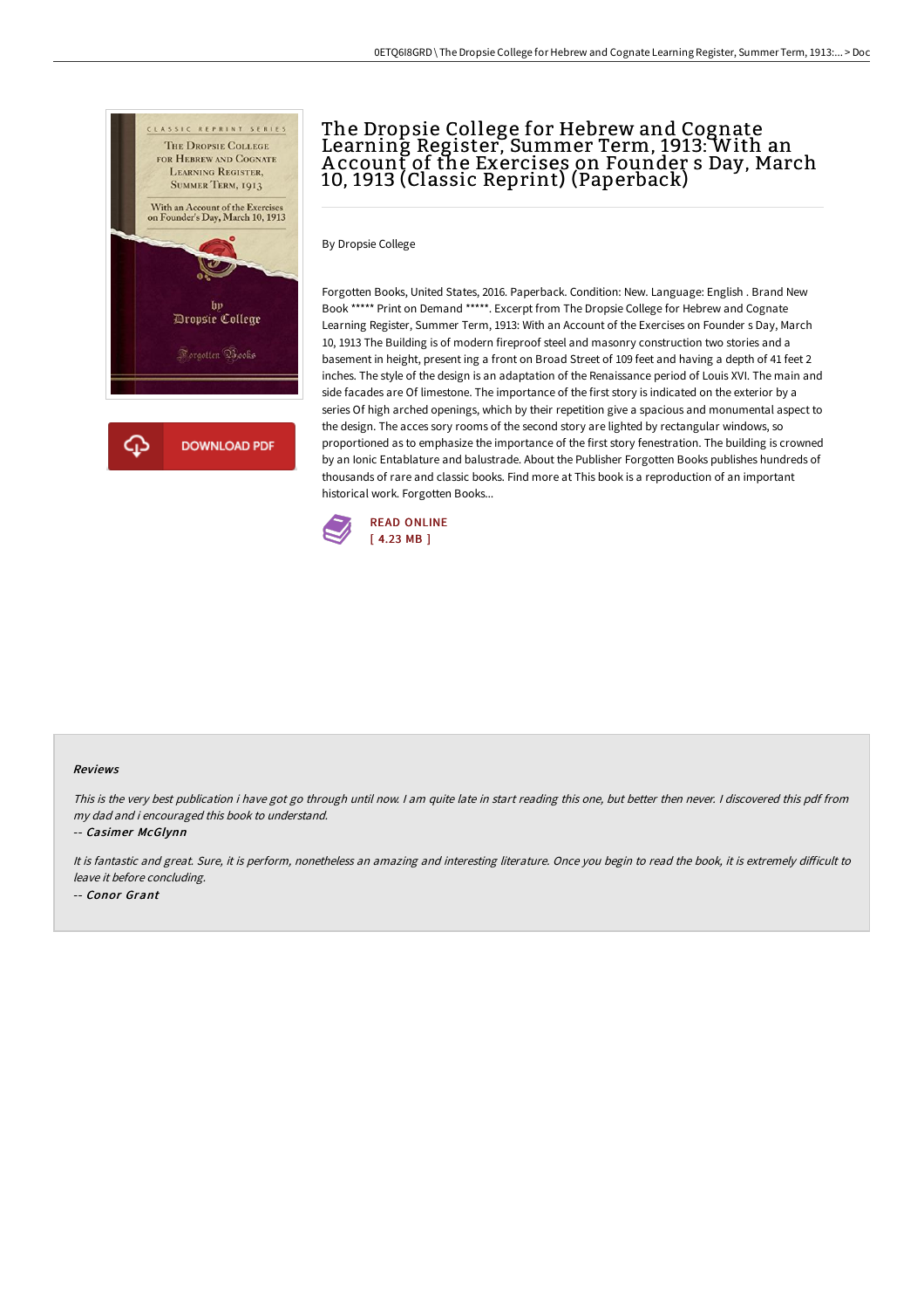# The Dropsie College for Hebrew and Cognate Learning Register, Summer Term, 1913: With an Account of the Exercises on Founder s Day, March 10, 1913 (Classic Reprint) (Paperback)

By Dropsie College

Forgotten Books, United States, 2016. Paperback. Condition: New. Language: English . Brand New Book ***** Print on Demand *****. Excerpt from The Dropsie College for Hebrew and Cognate Learning Register, Summer Term, 1913: With an Account of the Exercises on Founder s Day, March 10, 1913 The Building is of modern fireproof steel and masonry construction two stories and a basement in height, present ing a front on Broad Street of 109 feet and having a depth of 41 feet 2 inches. The style of the design is an adaptation of the Renaissance period of Louis XVI. The main and side facades are Of limestone. The importance of the first story is indicated on the exterior by a series Of high arched openings, which by their repetition give a spacious and monumental aspect to the design. The acces sory rooms of the second story are lighted by rectangular windows, so proportioned as to emphasize the importance of the first story fenestration. The building is crowned by an Ionic Entablature and balustrade. About the Publisher Forgotten Books publishes hundreds of thousands of rare and classic books. Find more at This book is a reproduction of an important historical work. Forgotten Books...

READ ONLINE
[ 4.23 MB ]

## Reviews

*This is the very best publication i have got go through until now. I am quite late in start reading this one, but better then never. I discovered this pdf from my dad and i encouraged this book to understand.*

-- *Casimer McGlynn*

*It is fantastic and great. Sure, it is perform, nonetheless an amazing and interesting literature. Once you begin to read the book, it is extremely difficult to leave it before concluding.*

-- *Conor Grant*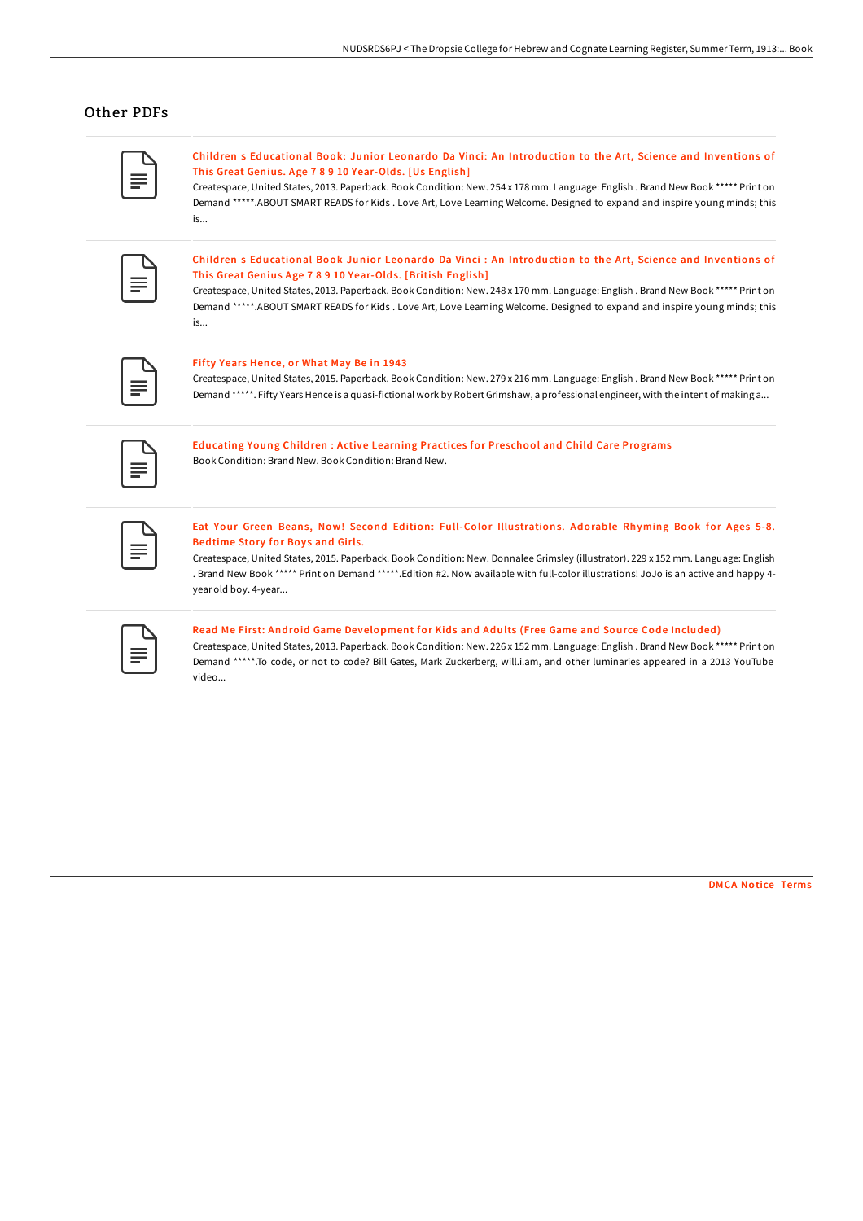## Other PDFs

**Children s Educational Book: Junior Leonardo Da Vinci: An Introduction to the Art, Science and Inventions of This Great Genius. Age 7 8 9 10 Year-Olds. [Us English]**

Createspace, United States, 2013. Paperback. Book Condition: New. 254 x 178 mm. Language: English . Brand New Book ***** Print on Demand *****.ABOUT SMART READS for Kids . Love Art, Love Learning Welcome. Designed to expand and inspire young minds; this is...

**Children s Educational Book Junior Leonardo Da Vinci : An Introduction to the Art, Science and Inventions of This Great Genius Age 7 8 9 10 Year-Olds. [British English]**

Createspace, United States, 2013. Paperback. Book Condition: New. 248 x 170 mm. Language: English . Brand New Book ***** Print on Demand *****.ABOUT SMART READS for Kids . Love Art, Love Learning Welcome. Designed to expand and inspire young minds; this is...

**Fifty Years Hence, or What May Be in 1943**

Createspace, United States, 2015. Paperback. Book Condition: New. 279 x 216 mm. Language: English . Brand New Book ***** Print on Demand *****. Fifty Years Hence is a quasi-fictional work by Robert Grimshaw, a professional engineer, with the intent of making a...

**Educating Young Children : Active Learning Practices for Preschool and Child Care Programs**

Book Condition: Brand New. Book Condition: Brand New.

**Eat Your Green Beans, Now! Second Edition: Full-Color Illustrations. Adorable Rhyming Book for Ages 5-8. Bedtime Story for Boys and Girls.**

Createspace, United States, 2015. Paperback. Book Condition: New. Donnalee Grimsley (illustrator). 229 x 152 mm. Language: English . Brand New Book ***** Print on Demand *****.Edition #2. Now available with full-color illustrations! JoJo is an active and happy 4-year old boy. 4-year...

**Read Me First: Android Game Development for Kids and Adults (Free Game and Source Code Included)**

Createspace, United States, 2013. Paperback. Book Condition: New. 226 x 152 mm. Language: English . Brand New Book ***** Print on Demand *****.To code, or not to code? Bill Gates, Mark Zuckerberg, will.i.am, and other luminaries appeared in a 2013 YouTube video...